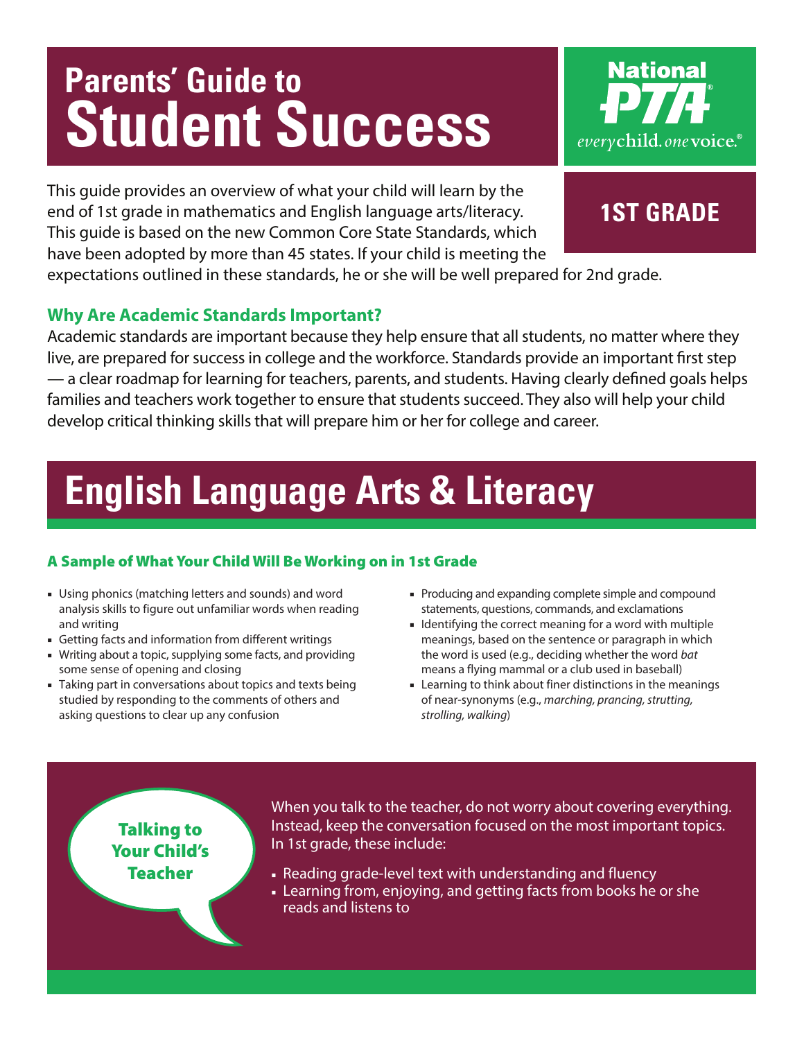# Parents' Guide to Student Success

National PTA
everychild. onevoice.

**1ST GRADE**

This guide provides an overview of what your child will learn by the end of 1st grade in mathematics and English language arts/literacy. This guide is based on the new Common Core State Standards, which have been adopted by more than 45 states. If your child is meeting the expectations outlined in these standards, he or she will be well prepared for 2nd grade.

### Why Are Academic Standards Important?

Academic standards are important because they help ensure that all students, no matter where they live, are prepared for success in college and the workforce. Standards provide an important first step — a clear roadmap for learning for teachers, parents, and students. Having clearly defined goals helps families and teachers work together to ensure that students succeed. They also will help your child develop critical thinking skills that will prepare him or her for college and career.

## English Language Arts & Literacy

### A Sample of What Your Child Will Be Working on in 1st Grade

- Using phonics (matching letters and sounds) and word analysis skills to figure out unfamiliar words when reading and writing
- Getting facts and information from different writings
- Writing about a topic, supplying some facts, and providing some sense of opening and closing
- Taking part in conversations about topics and texts being studied by responding to the comments of others and asking questions to clear up any confusion
- Producing and expanding complete simple and compound statements, questions, commands, and exclamations
- Identifying the correct meaning for a word with multiple meanings, based on the sentence or paragraph in which the word is used (e.g., deciding whether the word *bat* means a flying mammal or a club used in baseball)
- Learning to think about finer distinctions in the meanings of near-synonyms (e.g., *marching, prancing, strutting, strolling, walking*)

### Talking to Your Child's Teacher

When you talk to the teacher, do not worry about covering everything. Instead, keep the conversation focused on the most important topics. In 1st grade, these include:

- Reading grade-level text with understanding and fluency
- Learning from, enjoying, and getting facts from books he or she reads and listens to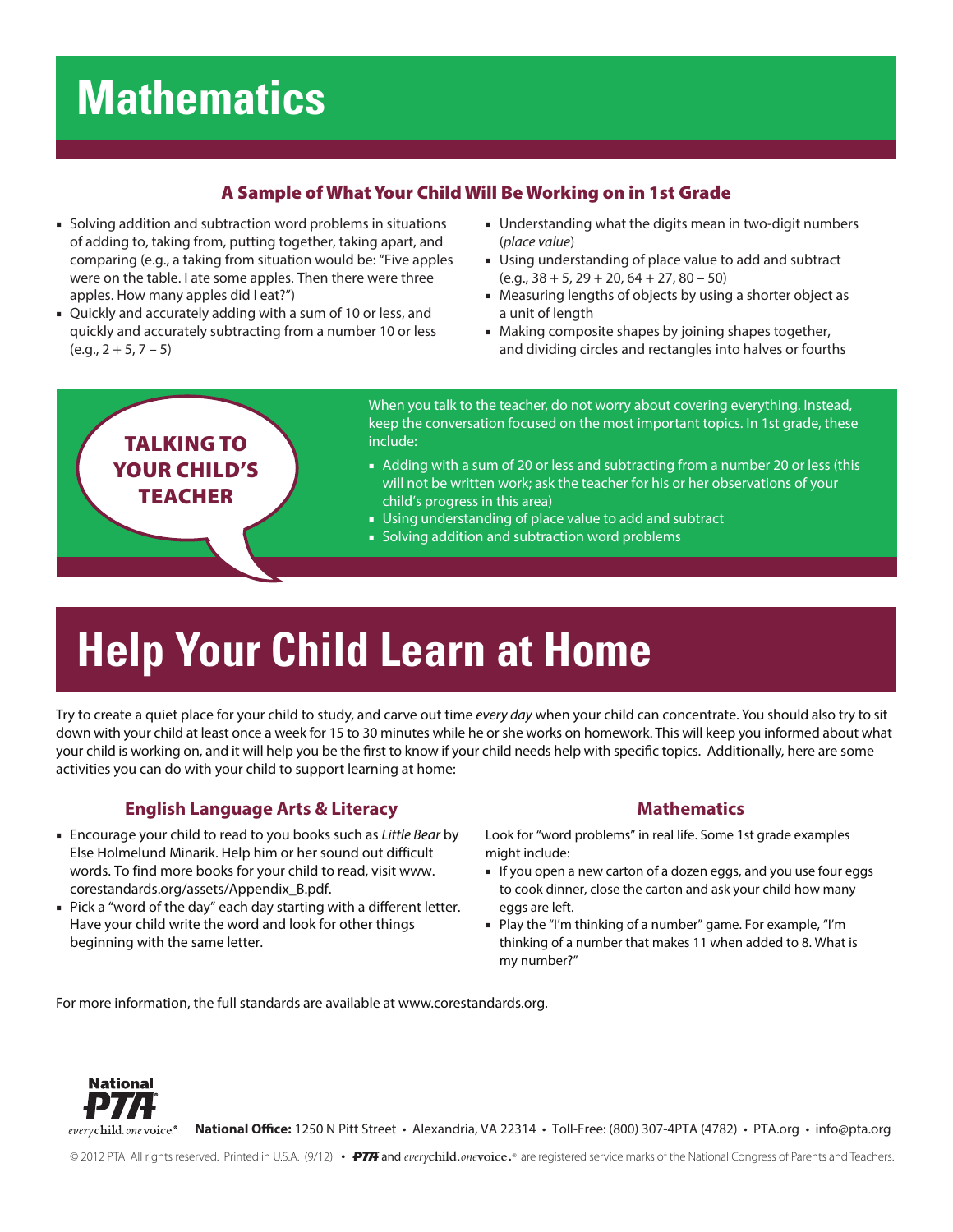# Mathematics

### A Sample of What Your Child Will Be Working on in 1st Grade

- Solving addition and subtraction word problems in situations of adding to, taking from, putting together, taking apart, and comparing (e.g., a taking from situation would be: "Five apples were on the table. I ate some apples. Then there were three apples. How many apples did I eat?")
- Quickly and accurately adding with a sum of 10 or less, and quickly and accurately subtracting from a number 10 or less (e.g., 2 + 5, 7 – 5)
- Understanding what the digits mean in two-digit numbers (*place value*)
- Using understanding of place value to add and subtract (e.g., 38 + 5, 29 + 20, 64 + 27, 80 – 50)
- Measuring lengths of objects by using a shorter object as a unit of length
- Making composite shapes by joining shapes together, and dividing circles and rectangles into halves or fourths

### TALKING TO YOUR CHILD'S TEACHER

When you talk to the teacher, do not worry about covering everything. Instead, keep the conversation focused on the most important topics. In 1st grade, these include:

- Adding with a sum of 20 or less and subtracting from a number 20 or less (this will not be written work; ask the teacher for his or her observations of your child's progress in this area)
- Using understanding of place value to add and subtract
- Solving addition and subtraction word problems

# Help Your Child Learn at Home

Try to create a quiet place for your child to study, and carve out time *every day* when your child can concentrate. You should also try to sit down with your child at least once a week for 15 to 30 minutes while he or she works on homework. This will keep you informed about what your child is working on, and it will help you be the first to know if your child needs help with specific topics. Additionally, here are some activities you can do with your child to support learning at home:

### English Language Arts & Literacy

- Encourage your child to read to you books such as *Little Bear* by Else Holmelund Minarik. Help him or her sound out difficult words. To find more books for your child to read, visit www.corestandards.org/assets/Appendix_B.pdf.
- Pick a "word of the day" each day starting with a different letter. Have your child write the word and look for other things beginning with the same letter.

### Mathematics

Look for "word problems" in real life. Some 1st grade examples might include:

- If you open a new carton of a dozen eggs, and you use four eggs to cook dinner, close the carton and ask your child how many eggs are left.
- Play the "I'm thinking of a number" game. For example, "I'm thinking of a number that makes 11 when added to 8. What is my number?"

For more information, the full standards are available at www.corestandards.org.

National PTA
everychild. onevoice.®

**National Office:** 1250 N Pitt Street • Alexandria, VA 22314 • Toll-Free: (800) 307-4PTA (4782) • PTA.org • info@pta.org

© 2012 PTA All rights reserved. Printed in U.S.A. (9/12) • PTA and everychild.onevoice.® are registered service marks of the National Congress of Parents and Teachers.